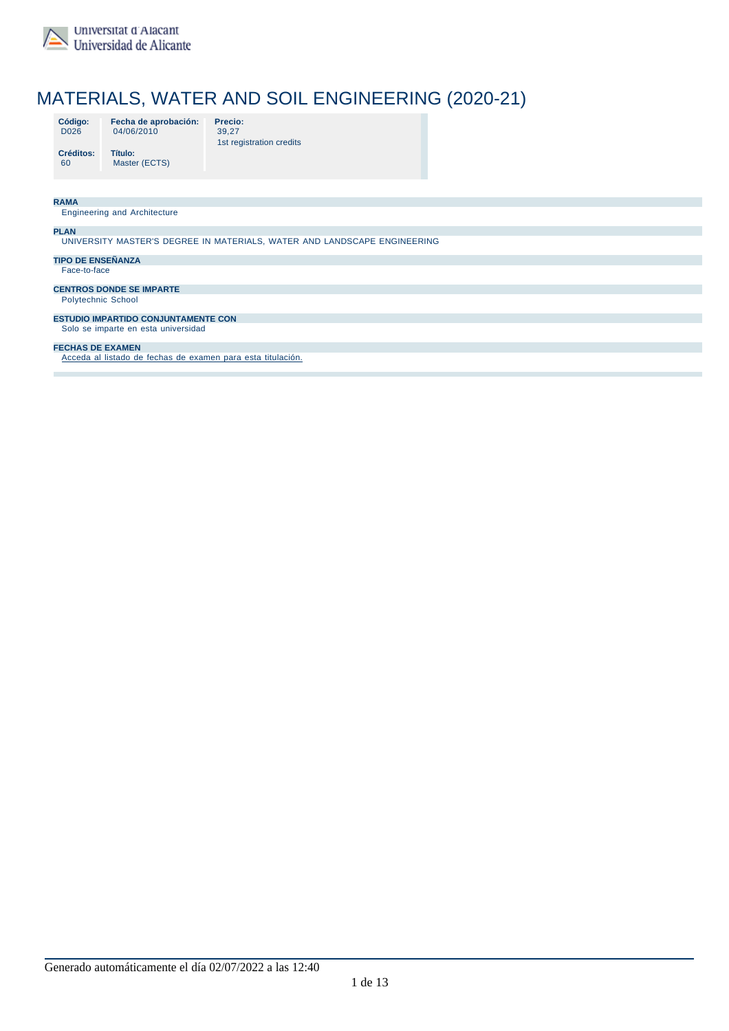# MATERIALS, WATER AND SOIL ENGINEERING (2020-21)

| Código: | Fecha de aprobación: | Precio: |
|---|---|---|
| D026 | 04/06/2010 | 39,27<br>1st registration credits |
| **Créditos:** | **Título:** | |
| 60 | Master (ECTS) | |

**RAMA**

Engineering and Architecture

**PLAN**

UNIVERSITY MASTER'S DEGREE IN MATERIALS, WATER AND LANDSCAPE ENGINEERING

**TIPO DE ENSEÑANZA**

Face-to-face

**CENTROS DONDE SE IMPARTE**

Polytechnic School

**ESTUDIO IMPARTIDO CONJUNTAMENTE CON**

Solo se imparte en esta universidad

**FECHAS DE EXAMEN**

Acceda al listado de fechas de examen para esta titulación.

Generado automáticamente el día 02/07/2022 a las 12:40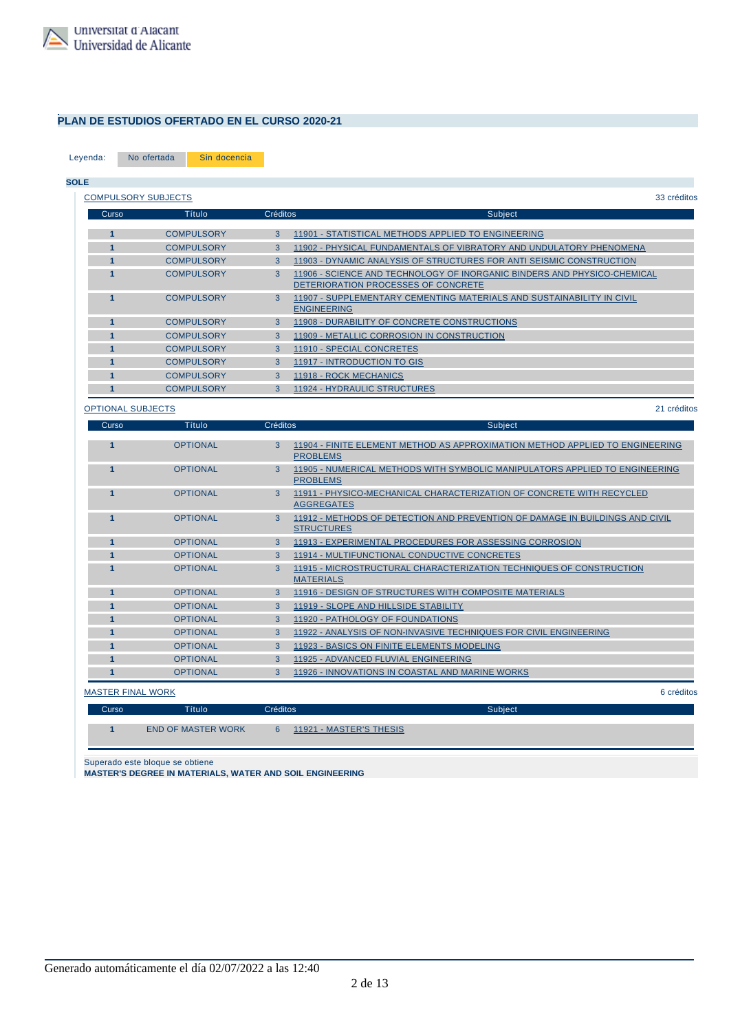## PLAN DE ESTUDIOS OFERTADO EN EL CURSO 2020-21

Leyenda: No ofertada | Sin docencia

**SOLE**

COMPULSORY SUBJECTS — 33 créditos

| Curso | Título | Créditos | Subject |
|---|---|---|---|
| 1 | COMPULSORY | 3 | 11901 - STATISTICAL METHODS APPLIED TO ENGINEERING |
| 1 | COMPULSORY | 3 | 11902 - PHYSICAL FUNDAMENTALS OF VIBRATORY AND UNDULATORY PHENOMENA |
| 1 | COMPULSORY | 3 | 11903 - DYNAMIC ANALYSIS OF STRUCTURES FOR ANTI SEISMIC CONSTRUCTION |
| 1 | COMPULSORY | 3 | 11906 - SCIENCE AND TECHNOLOGY OF INORGANIC BINDERS AND PHYSICO-CHEMICAL DETERIORATION PROCESSES OF CONCRETE |
| 1 | COMPULSORY | 3 | 11907 - SUPPLEMENTARY CEMENTING MATERIALS AND SUSTAINABILITY IN CIVIL ENGINEERING |
| 1 | COMPULSORY | 3 | 11908 - DURABILITY OF CONCRETE CONSTRUCTIONS |
| 1 | COMPULSORY | 3 | 11909 - METALLIC CORROSION IN CONSTRUCTION |
| 1 | COMPULSORY | 3 | 11910 - SPECIAL CONCRETES |
| 1 | COMPULSORY | 3 | 11917 - INTRODUCTION TO GIS |
| 1 | COMPULSORY | 3 | 11918 - ROCK MECHANICS |
| 1 | COMPULSORY | 3 | 11924 - HYDRAULIC STRUCTURES |

OPTIONAL SUBJECTS — 21 créditos

| Curso | Título | Créditos | Subject |
|---|---|---|---|
| 1 | OPTIONAL | 3 | 11904 - FINITE ELEMENT METHOD AS APPROXIMATION METHOD APPLIED TO ENGINEERING PROBLEMS |
| 1 | OPTIONAL | 3 | 11905 - NUMERICAL METHODS WITH SYMBOLIC MANIPULATORS APPLIED TO ENGINEERING PROBLEMS |
| 1 | OPTIONAL | 3 | 11911 - PHYSICO-MECHANICAL CHARACTERIZATION OF CONCRETE WITH RECYCLED AGGREGATES |
| 1 | OPTIONAL | 3 | 11912 - METHODS OF DETECTION AND PREVENTION OF DAMAGE IN BUILDINGS AND CIVIL STRUCTURES |
| 1 | OPTIONAL | 3 | 11913 - EXPERIMENTAL PROCEDURES FOR ASSESSING CORROSION |
| 1 | OPTIONAL | 3 | 11914 - MULTIFUNCTIONAL CONDUCTIVE CONCRETES |
| 1 | OPTIONAL | 3 | 11915 - MICROSTRUCTURAL CHARACTERIZATION TECHNIQUES OF CONSTRUCTION MATERIALS |
| 1 | OPTIONAL | 3 | 11916 - DESIGN OF STRUCTURES WITH COMPOSITE MATERIALS |
| 1 | OPTIONAL | 3 | 11919 - SLOPE AND HILLSIDE STABILITY |
| 1 | OPTIONAL | 3 | 11920 - PATHOLOGY OF FOUNDATIONS |
| 1 | OPTIONAL | 3 | 11922 - ANALYSIS OF NON-INVASIVE TECHNIQUES FOR CIVIL ENGINEERING |
| 1 | OPTIONAL | 3 | 11923 - BASICS ON FINITE ELEMENTS MODELING |
| 1 | OPTIONAL | 3 | 11925 - ADVANCED FLUVIAL ENGINEERING |
| 1 | OPTIONAL | 3 | 11926 - INNOVATIONS IN COASTAL AND MARINE WORKS |

MASTER FINAL WORK — 6 créditos

| Curso | Título | Créditos | Subject |
|---|---|---|---|
| 1 | END OF MASTER WORK | 6 | 11921 - MASTER'S THESIS |

Superado este bloque se obtiene
**MASTER'S DEGREE IN MATERIALS, WATER AND SOIL ENGINEERING**

Generado automáticamente el día 02/07/2022 a las 12:40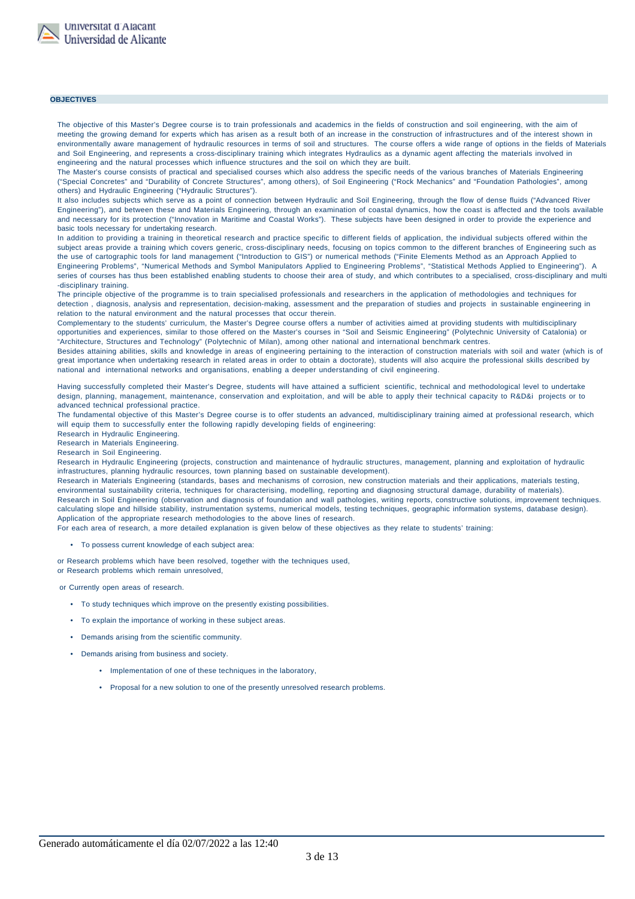## OBJECTIVES

The objective of this Master's Degree course is to train professionals and academics in the fields of construction and soil engineering, with the aim of meeting the growing demand for experts which has arisen as a result both of an increase in the construction of infrastructures and of the interest shown in environmentally aware management of hydraulic resources in terms of soil and structures. The course offers a wide range of options in the fields of Materials and Soil Engineering, and represents a cross-disciplinary training which integrates Hydraulics as a dynamic agent affecting the materials involved in engineering and the natural processes which influence structures and the soil on which they are built.
The Master's course consists of practical and specialised courses which also address the specific needs of the various branches of Materials Engineering ("Special Concretes" and "Durability of Concrete Structures", among others), of Soil Engineering ("Rock Mechanics" and "Foundation Pathologies", among others) and Hydraulic Engineering ("Hydraulic Structures").
It also includes subjects which serve as a point of connection between Hydraulic and Soil Engineering, through the flow of dense fluids ("Advanced River Engineering"), and between these and Materials Engineering, through an examination of coastal dynamics, how the coast is affected and the tools available and necessary for its protection ("Innovation in Maritime and Coastal Works"). These subjects have been designed in order to provide the experience and basic tools necessary for undertaking research.
In addition to providing a training in theoretical research and practice specific to different fields of application, the individual subjects offered within the subject areas provide a training which covers generic, cross-disciplinary needs, focusing on topics common to the different branches of Engineering such as the use of cartographic tools for land management ("Introduction to GIS") or numerical methods ("Finite Elements Method as an Approach Applied to Engineering Problems", "Numerical Methods and Symbol Manipulators Applied to Engineering Problems", "Statistical Methods Applied to Engineering"). A series of courses has thus been established enabling students to choose their area of study, and which contributes to a specialised, cross-disciplinary and multi-disciplinary training.
The principle objective of the programme is to train specialised professionals and researchers in the application of methodologies and techniques for detection , diagnosis, analysis and representation, decision-making, assessment and the preparation of studies and projects in sustainable engineering in relation to the natural environment and the natural processes that occur therein.
Complementary to the students' curriculum, the Master's Degree course offers a number of activities aimed at providing students with multidisciplinary opportunities and experiences, similar to those offered on the Master's courses in "Soil and Seismic Engineering" (Polytechnic University of Catalonia) or "Architecture, Structures and Technology" (Polytechnic of Milan), among other national and international benchmark centres.
Besides attaining abilities, skills and knowledge in areas of engineering pertaining to the interaction of construction materials with soil and water (which is of great importance when undertaking research in related areas in order to obtain a doctorate), students will also acquire the professional skills described by national and international networks and organisations, enabling a deeper understanding of civil engineering.

Having successfully completed their Master's Degree, students will have attained a sufficient scientific, technical and methodological level to undertake design, planning, management, maintenance, conservation and exploitation, and will be able to apply their technical capacity to R&D&i projects or to advanced technical professional practice.
The fundamental objective of this Master's Degree course is to offer students an advanced, multidisciplinary training aimed at professional research, which will equip them to successfully enter the following rapidly developing fields of engineering:
Research in Hydraulic Engineering.
Research in Materials Engineering.
Research in Soil Engineering.
Research in Hydraulic Engineering (projects, construction and maintenance of hydraulic structures, management, planning and exploitation of hydraulic infrastructures, planning hydraulic resources, town planning based on sustainable development).
Research in Materials Engineering (standards, bases and mechanisms of corrosion, new construction materials and their applications, materials testing, environmental sustainability criteria, techniques for characterising, modelling, reporting and diagnosing structural damage, durability of materials).
Research in Soil Engineering (observation and diagnosis of foundation and wall pathologies, writing reports, constructive solutions, improvement techniques. calculating slope and hillside stability, instrumentation systems, numerical models, testing techniques, geographic information systems, database design).
Application of the appropriate research methodologies to the above lines of research.
For each area of research, a more detailed explanation is given below of these objectives as they relate to students' training:

- To possess current knowledge of each subject area:

o Research problems which have been resolved, together with the techniques used,
o Research problems which remain unresolved,

o Currently open areas of research.

- To study techniques which improve on the presently existing possibilities.
- To explain the importance of working in these subject areas.
- Demands arising from the scientific community.
- Demands arising from business and society.
  - Implementation of one of these techniques in the laboratory,
  - Proposal for a new solution to one of the presently unresolved research problems.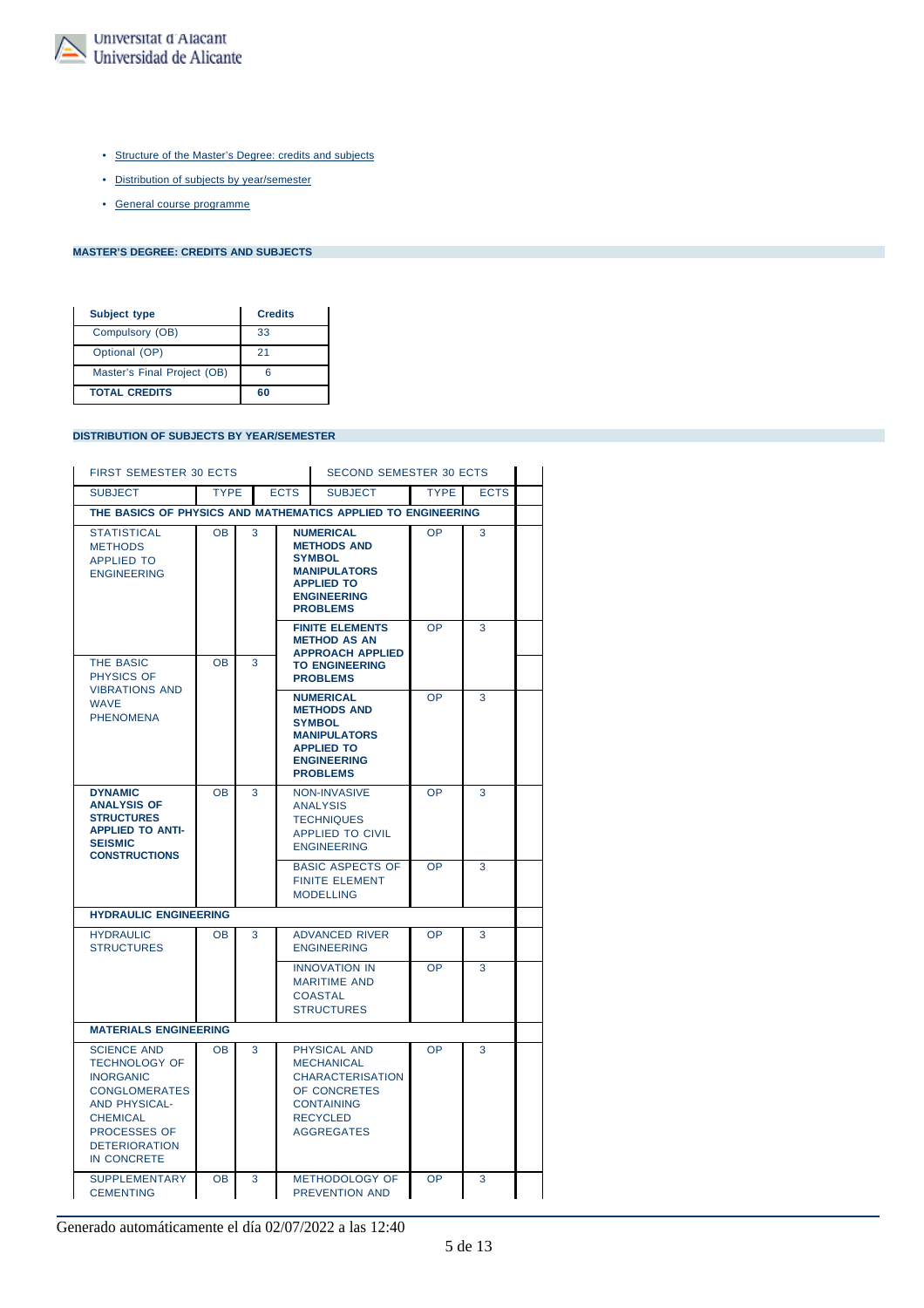- Structure of the Master's Degree: credits and subjects
- Distribution of subjects by year/semester
- General course programme

## MASTER'S DEGREE: CREDITS AND SUBJECTS

| Subject type | Credits |
|---|---|
| Compulsory (OB) | 33 |
| Optional (OP) | 21 |
| Master's Final Project (OB) | 6 |
| **TOTAL CREDITS** | **60** |

## DISTRIBUTION OF SUBJECTS BY YEAR/SEMESTER

| FIRST SEMESTER 30 ECTS | | | SECOND SEMESTER 30 ECTS | | |
|---|---|---|---|---|---|
| SUBJECT | TYPE | ECTS | SUBJECT | TYPE | ECTS |
| **THE BASICS OF PHYSICS AND MATHEMATICS APPLIED TO ENGINEERING** | | | | | |
| STATISTICAL METHODS APPLIED TO ENGINEERING | OB | 3 | **NUMERICAL METHODS AND SYMBOL MANIPULATORS APPLIED TO ENGINEERING PROBLEMS** | OP | 3 |
| | | | **FINITE ELEMENTS METHOD AS AN APPROACH APPLIED TO ENGINEERING PROBLEMS** | OP | 3 |
| THE BASIC PHYSICS OF VIBRATIONS AND WAVE PHENOMENA | OB | 3 | **NUMERICAL METHODS AND SYMBOL MANIPULATORS APPLIED TO ENGINEERING PROBLEMS** | OP | 3 |
| **DYNAMIC ANALYSIS OF STRUCTURES APPLIED TO ANTI-SEISMIC CONSTRUCTIONS** | OB | 3 | NON-INVASIVE ANALYSIS TECHNIQUES APPLIED TO CIVIL ENGINEERING | OP | 3 |
| | | | BASIC ASPECTS OF FINITE ELEMENT MODELLING | OP | 3 |
| **HYDRAULIC ENGINEERING** | | | | | |
| HYDRAULIC STRUCTURES | OB | 3 | ADVANCED RIVER ENGINEERING | OP | 3 |
| | | | INNOVATION IN MARITIME AND COASTAL STRUCTURES | OP | 3 |
| **MATERIALS ENGINEERING** | | | | | |
| SCIENCE AND TECHNOLOGY OF INORGANIC CONGLOMERATES AND PHYSICAL-CHEMICAL PROCESSES OF DETERIORATION IN CONCRETE | OB | 3 | PHYSICAL AND MECHANICAL CHARACTERISATION OF CONCRETES CONTAINING RECYCLED AGGREGATES | OP | 3 |
| SUPPLEMENTARY CEMENTING | OB | 3 | METHODOLOGY OF PREVENTION AND | OP | 3 |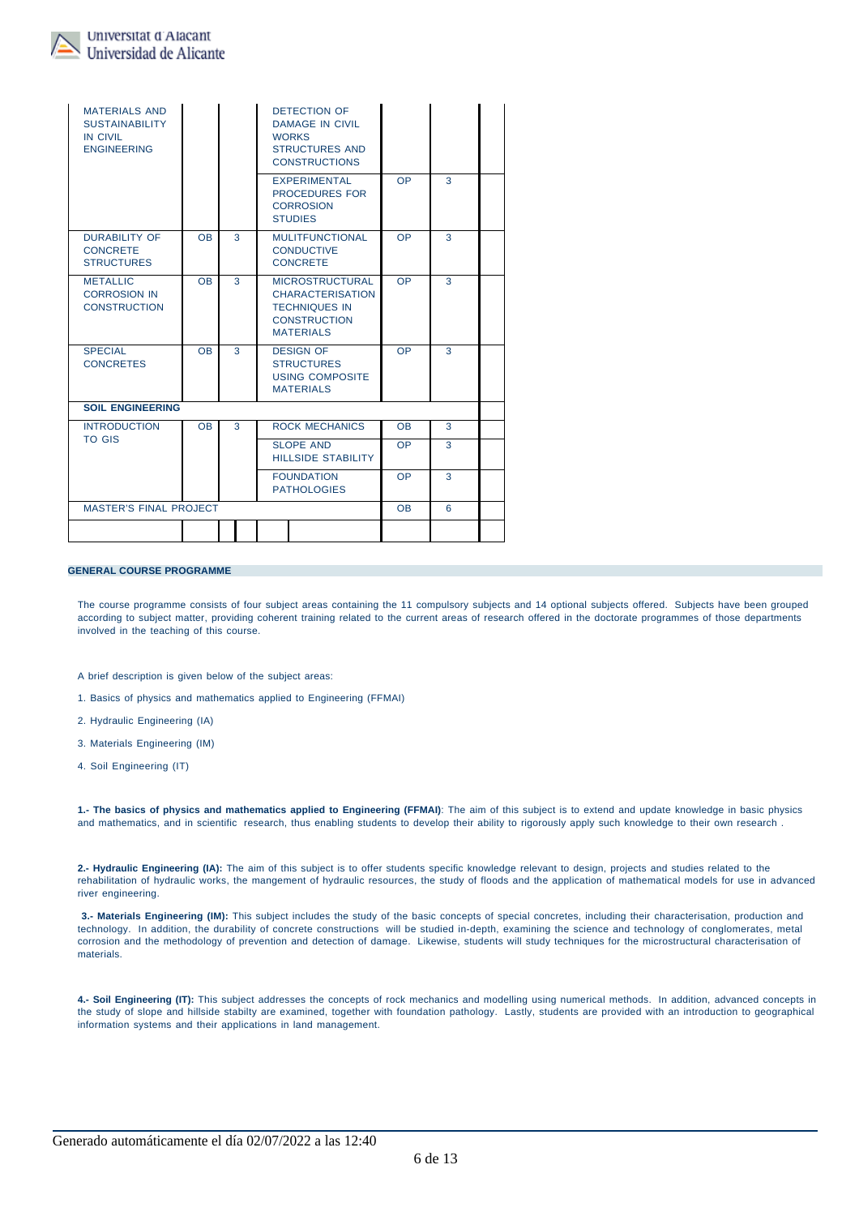| | | | | | | |
|---|---|---|---|---|---|---|
| MATERIALS AND SUSTAINABILITY IN CIVIL ENGINEERING | | | DETECTION OF DAMAGE IN CIVIL WORKS STRUCTURES AND CONSTRUCTIONS | | | |
| | | | EXPERIMENTAL PROCEDURES FOR CORROSION STUDIES | OP | 3 | |
| DURABILITY OF CONCRETE STRUCTURES | OB | 3 | MULITFUNCTIONAL CONDUCTIVE CONCRETE | OP | 3 | |
| METALLIC CORROSION IN CONSTRUCTION | OB | 3 | MICROSTRUCTURAL CHARACTERISATION TECHNIQUES IN CONSTRUCTION MATERIALS | OP | 3 | |
| SPECIAL CONCRETES | OB | 3 | DESIGN OF STRUCTURES USING COMPOSITE MATERIALS | OP | 3 | |
| **SOIL ENGINEERING** | | | | | | |
| INTRODUCTION TO GIS | OB | 3 | ROCK MECHANICS | OB | 3 | |
| | | | SLOPE AND HILLSIDE STABILITY | OP | 3 | |
| | | | FOUNDATION PATHOLOGIES | OP | 3 | |
| MASTER'S FINAL PROJECT | | | | OB | 6 | |
| | | | | | | |

**GENERAL COURSE PROGRAMME**

The course programme consists of four subject areas containing the 11 compulsory subjects and 14 optional subjects offered. Subjects have been grouped according to subject matter, providing coherent training related to the current areas of research offered in the doctorate programmes of those departments involved in the teaching of this course.

A brief description is given below of the subject areas:

1. Basics of physics and mathematics applied to Engineering (FFMAI)

2. Hydraulic Engineering (IA)

3. Materials Engineering (IM)

4. Soil Engineering (IT)

**1.- The basics of physics and mathematics applied to Engineering (FFMAI)**: The aim of this subject is to extend and update knowledge in basic physics and mathematics, and in scientific research, thus enabling students to develop their ability to rigorously apply such knowledge to their own research .

**2.- Hydraulic Engineering (IA):** The aim of this subject is to offer students specific knowledge relevant to design, projects and studies related to the rehabilitation of hydraulic works, the mangement of hydraulic resources, the study of floods and the application of mathematical models for use in advanced river engineering.

**3.- Materials Engineering (IM):** This subject includes the study of the basic concepts of special concretes, including their characterisation, production and technology. In addition, the durability of concrete constructions will be studied in-depth, examining the science and technology of conglomerates, metal corrosion and the methodology of prevention and detection of damage. Likewise, students will study techniques for the microstructural characterisation of materials.

**4.- Soil Engineering (IT):** This subject addresses the concepts of rock mechanics and modelling using numerical methods. In addition, advanced concepts in the study of slope and hillside stabilty are examined, together with foundation pathology. Lastly, students are provided with an introduction to geographical information systems and their applications in land management.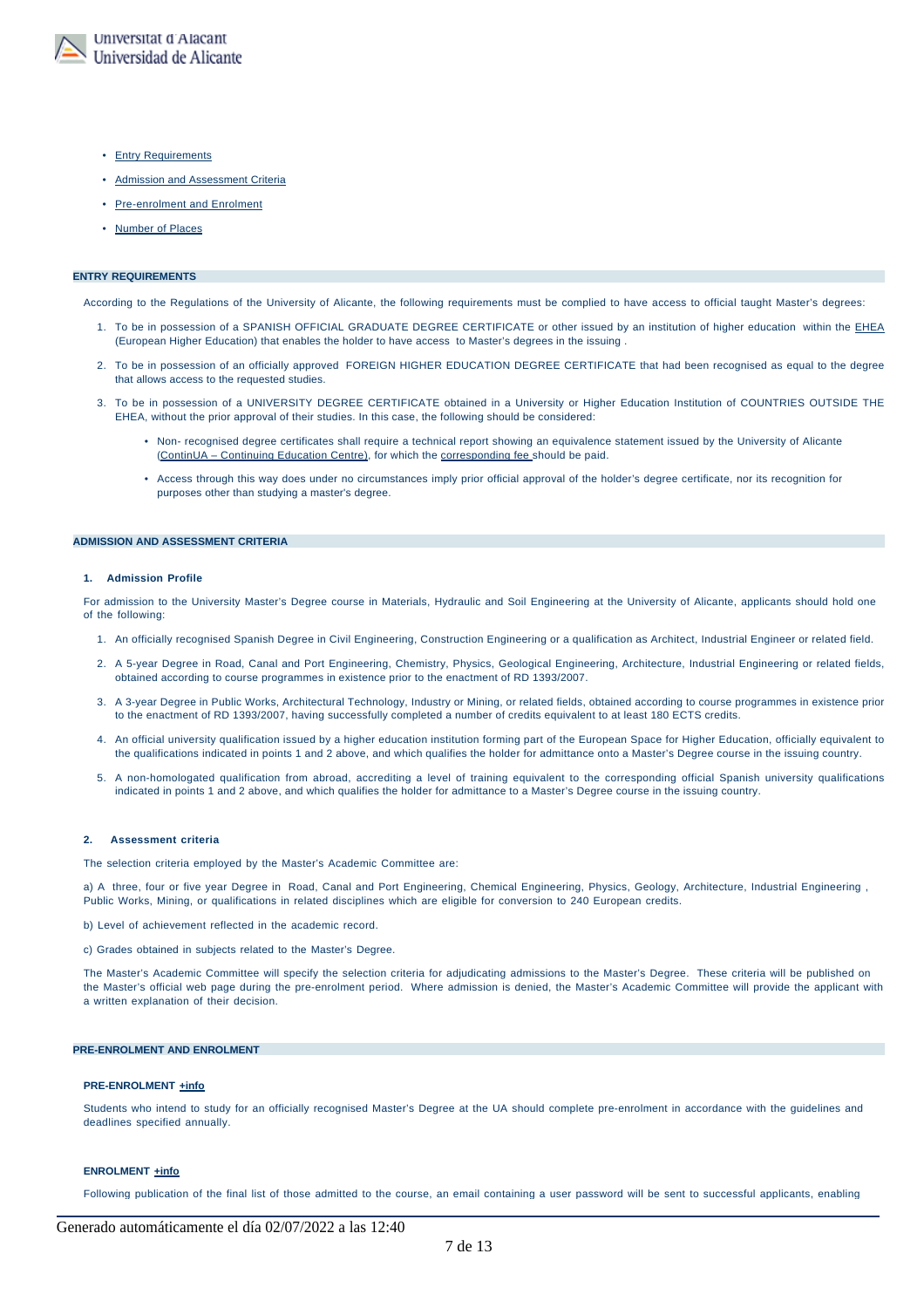- Entry Requirements
- Admission and Assessment Criteria
- Pre-enrolment and Enrolment
- Number of Places

## ENTRY REQUIREMENTS

According to the Regulations of the University of Alicante, the following requirements must be complied to have access to official taught Master's degrees:

1. To be in possession of a SPANISH OFFICIAL GRADUATE DEGREE CERTIFICATE or other issued by an institution of higher education within the EHEA (European Higher Education) that enables the holder to have access to Master's degrees in the issuing .
2. To be in possession of an officially approved FOREIGN HIGHER EDUCATION DEGREE CERTIFICATE that had been recognised as equal to the degree that allows access to the requested studies.
3. To be in possession of a UNIVERSITY DEGREE CERTIFICATE obtained in a University or Higher Education Institution of COUNTRIES OUTSIDE THE EHEA, without the prior approval of their studies. In this case, the following should be considered:
    - Non- recognised degree certificates shall require a technical report showing an equivalence statement issued by the University of Alicante (ContinUA – Continuing Education Centre), for which the corresponding fee should be paid.
    - Access through this way does under no circumstances imply prior official approval of the holder's degree certificate, nor its recognition for purposes other than studying a master's degree.

## ADMISSION AND ASSESSMENT CRITERIA

### 1. Admission Profile

For admission to the University Master's Degree course in Materials, Hydraulic and Soil Engineering at the University of Alicante, applicants should hold one of the following:

1. An officially recognised Spanish Degree in Civil Engineering, Construction Engineering or a qualification as Architect, Industrial Engineer or related field.
2. A 5-year Degree in Road, Canal and Port Engineering, Chemistry, Physics, Geological Engineering, Architecture, Industrial Engineering or related fields, obtained according to course programmes in existence prior to the enactment of RD 1393/2007.
3. A 3-year Degree in Public Works, Architectural Technology, Industry or Mining, or related fields, obtained according to course programmes in existence prior to the enactment of RD 1393/2007, having successfully completed a number of credits equivalent to at least 180 ECTS credits.
4. An official university qualification issued by a higher education institution forming part of the European Space for Higher Education, officially equivalent to the qualifications indicated in points 1 and 2 above, and which qualifies the holder for admittance onto a Master's Degree course in the issuing country.
5. A non-homologated qualification from abroad, accrediting a level of training equivalent to the corresponding official Spanish university qualifications indicated in points 1 and 2 above, and which qualifies the holder for admittance to a Master's Degree course in the issuing country.

### 2. Assessment criteria

The selection criteria employed by the Master's Academic Committee are:

a) A three, four or five year Degree in Road, Canal and Port Engineering, Chemical Engineering, Physics, Geology, Architecture, Industrial Engineering , Public Works, Mining, or qualifications in related disciplines which are eligible for conversion to 240 European credits.

b) Level of achievement reflected in the academic record.

c) Grades obtained in subjects related to the Master's Degree.

The Master's Academic Committee will specify the selection criteria for adjudicating admissions to the Master's Degree. These criteria will be published on the Master's official web page during the pre-enrolment period. Where admission is denied, the Master's Academic Committee will provide the applicant with a written explanation of their decision.

## PRE-ENROLMENT AND ENROLMENT

### PRE-ENROLMENT +info

Students who intend to study for an officially recognised Master's Degree at the UA should complete pre-enrolment in accordance with the guidelines and deadlines specified annually.

### ENROLMENT +info

Following publication of the final list of those admitted to the course, an email containing a user password will be sent to successful applicants, enabling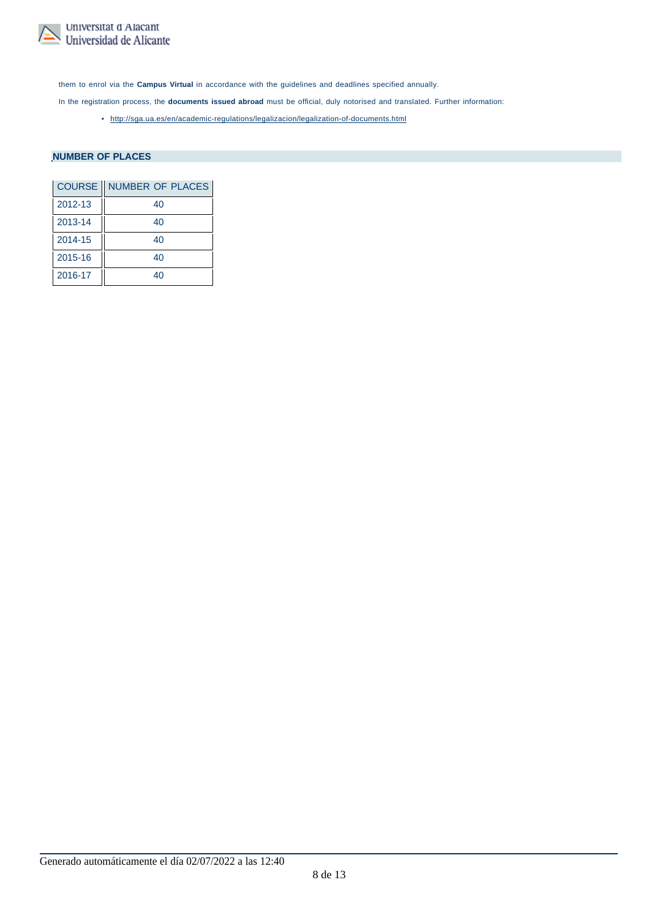them to enrol via the **Campus Virtual** in accordance with the guidelines and deadlines specified annually.

In the registration process, the **documents issued abroad** must be official, duly notorised and translated. Further information:

- http://sga.ua.es/en/academic-regulations/legalizacion/legalization-of-documents.html

## NUMBER OF PLACES

| COURSE | NUMBER OF PLACES |
|---|---|
| 2012-13 | 40 |
| 2013-14 | 40 |
| 2014-15 | 40 |
| 2015-16 | 40 |
| 2016-17 | 40 |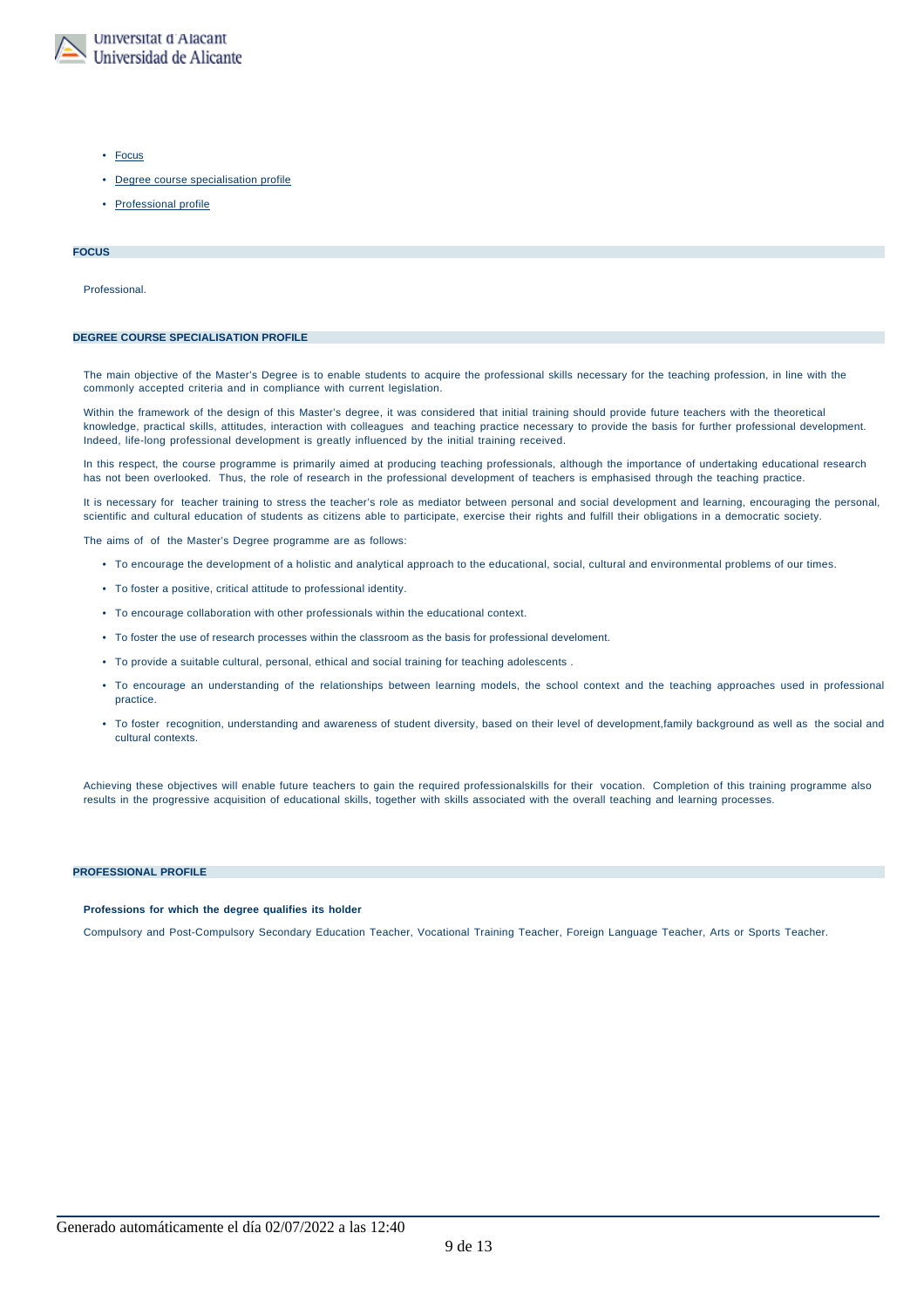- Focus
- Degree course specialisation profile
- Professional profile

## FOCUS

Professional.

## DEGREE COURSE SPECIALISATION PROFILE

The main objective of the Master's Degree is to enable students to acquire the professional skills necessary for the teaching profession, in line with the commonly accepted criteria and in compliance with current legislation.

Within the framework of the design of this Master's degree, it was considered that initial training should provide future teachers with the theoretical knowledge, practical skills, attitudes, interaction with colleagues and teaching practice necessary to provide the basis for further professional development. Indeed, life-long professional development is greatly influenced by the initial training received.

In this respect, the course programme is primarily aimed at producing teaching professionals, although the importance of undertaking educational research has not been overlooked. Thus, the role of research in the professional development of teachers is emphasised through the teaching practice.

It is necessary for teacher training to stress the teacher's role as mediator between personal and social development and learning, encouraging the personal, scientific and cultural education of students as citizens able to participate, exercise their rights and fulfill their obligations in a democratic society.

The aims of of the Master's Degree programme are as follows:

- To encourage the development of a holistic and analytical approach to the educational, social, cultural and environmental problems of our times.
- To foster a positive, critical attitude to professional identity.
- To encourage collaboration with other professionals within the educational context.
- To foster the use of research processes within the classroom as the basis for professional develoment.
- To provide a suitable cultural, personal, ethical and social training for teaching adolescents .
- To encourage an understanding of the relationships between learning models, the school context and the teaching approaches used in professional practice.
- To foster recognition, understanding and awareness of student diversity, based on their level of development,family background as well as the social and cultural contexts.

Achieving these objectives will enable future teachers to gain the required professionalskills for their vocation. Completion of this training programme also results in the progressive acquisition of educational skills, together with skills associated with the overall teaching and learning processes.

## PROFESSIONAL PROFILE

**Professions for which the degree qualifies its holder**

Compulsory and Post-Compulsory Secondary Education Teacher, Vocational Training Teacher, Foreign Language Teacher, Arts or Sports Teacher.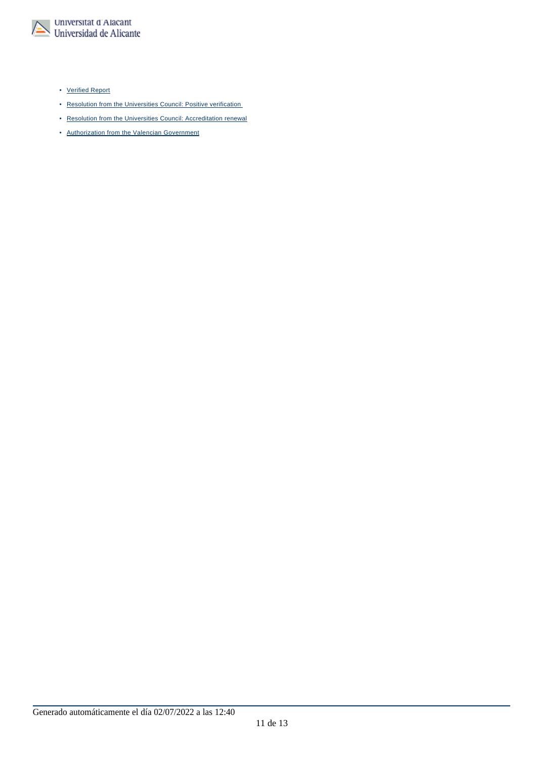- Verified Report
- Resolution from the Universities Council: Positive verification
- Resolution from the Universities Council: Accreditation renewal
- Authorization from the Valencian Government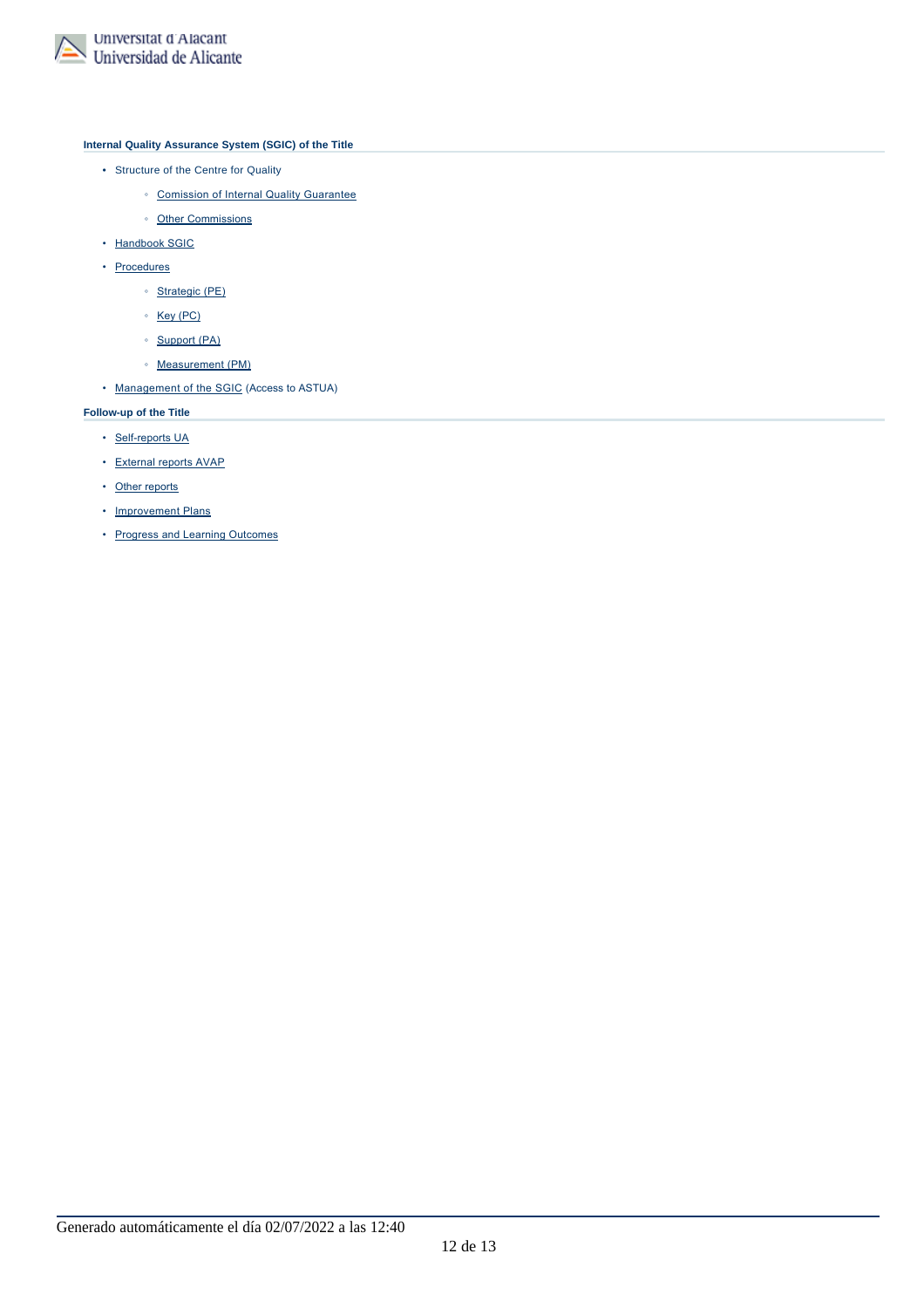### Internal Quality Assurance System (SGIC) of the Title

- Structure of the Centre for Quality
  - Comission of Internal Quality Guarantee
  - Other Commissions
- Handbook SGIC
- Procedures
  - Strategic (PE)
  - Key (PC)
  - Support (PA)
  - Measurement (PM)
- Management of the SGIC (Access to ASTUA)

### Follow-up of the Title

- Self-reports UA
- External reports AVAP
- Other reports
- Improvement Plans
- Progress and Learning Outcomes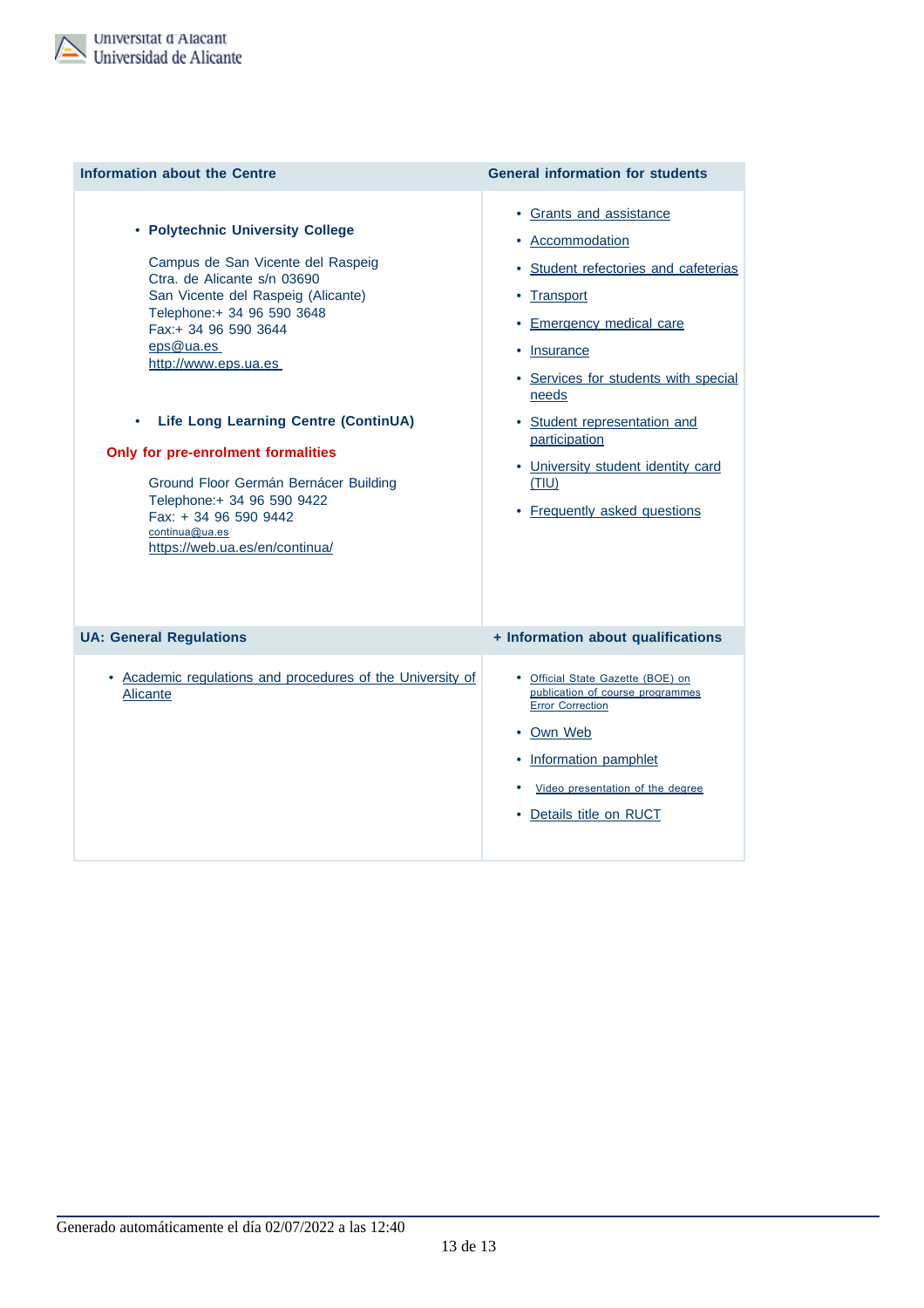## Information about the Centre

- **Polytechnic University College**

  Campus de San Vicente del Raspeig
  Ctra. de Alicante s/n 03690
  San Vicente del Raspeig (Alicante)
  Telephone:+ 34 96 590 3648
  Fax:+ 34 96 590 3644
  eps@ua.es
  http://www.eps.ua.es

- **Life Long Learning Centre (ContinUA)**

**Only for pre-enrolment formalities**

  Ground Floor Germán Bernácer Building
  Telephone:+ 34 96 590 9422
  Fax: + 34 96 590 9442
  continua@ua.es
  https://web.ua.es/en/continua/

## General information for students

- Grants and assistance
- Accommodation
- Student refectories and cafeterias
- Transport
- Emergency medical care
- Insurance
- Services for students with special needs
- Student representation and participation
- University student identity card (TIU)
- Frequently asked questions

## UA: General Regulations

- Academic regulations and procedures of the University of Alicante

## + Information about qualifications

- Official State Gazette (BOE) on publication of course programmes Error Correction
- Own Web
- Information pamphlet
- Video presentation of the degree
- Details title on RUCT

Generado automáticamente el día 02/07/2022 a las 12:40